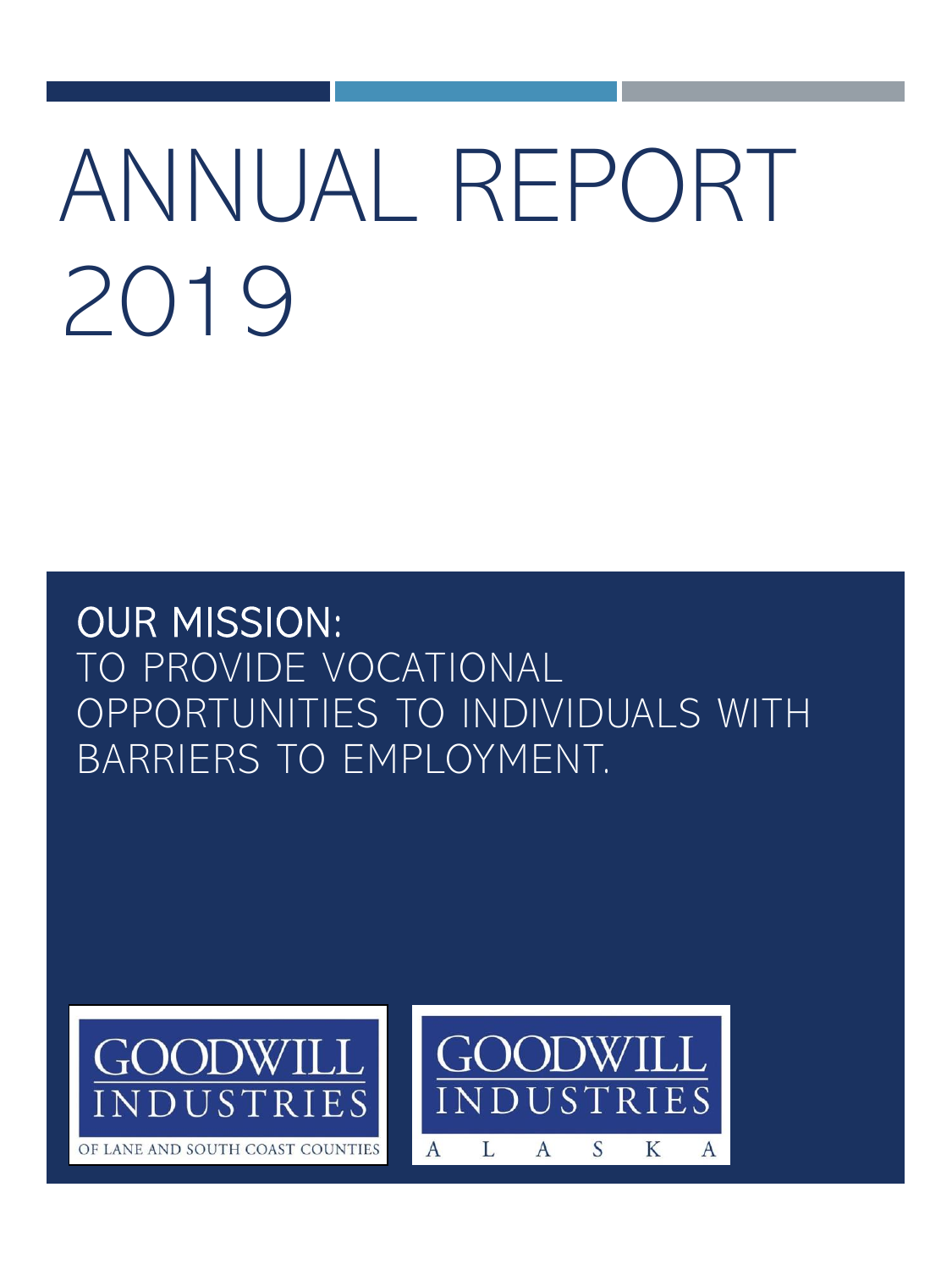# ANNUAL REPORT 2019

**OUR MISSION:**
TO PROVIDE VOCATIONAL OPPORTUNITIES TO INDIVIDUALS WITH BARRIERS TO EMPLOYMENT.

GOODWILL INDUSTRIES
OF LANE AND SOUTH COAST COUNTIES

GOODWILL INDUSTRIES
A L A S K A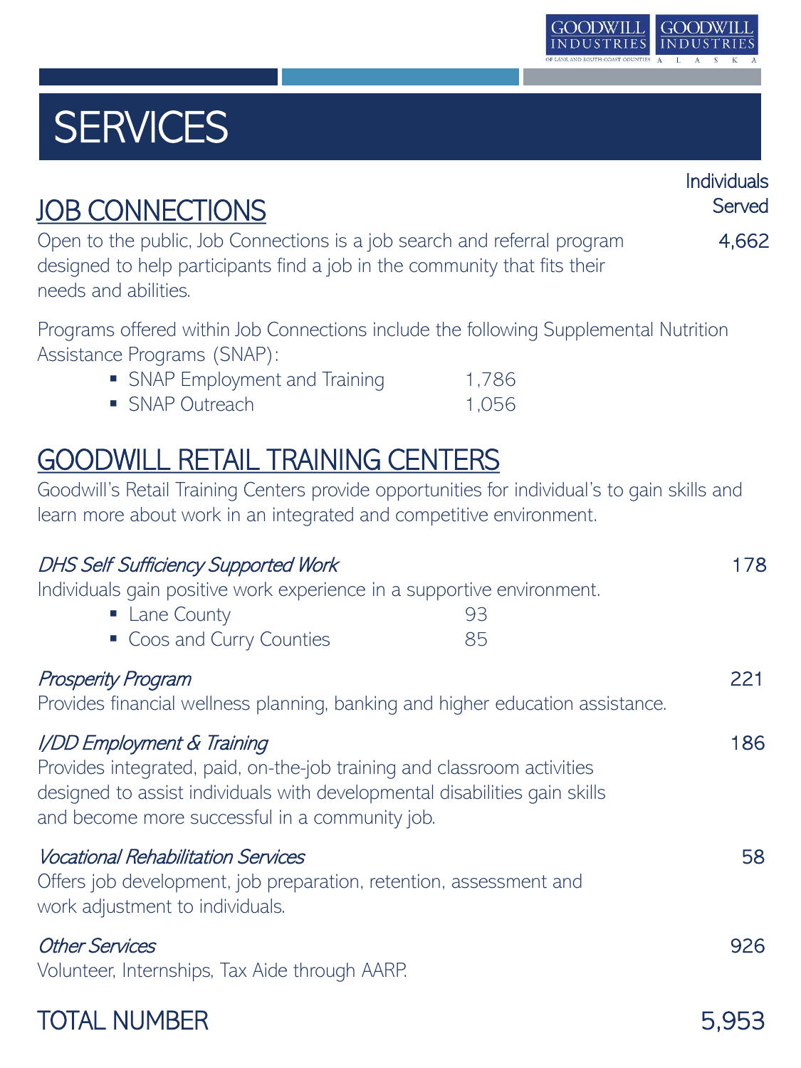# SERVICES

Individuals Served

## JOB CONNECTIONS

Open to the public, Job Connections is a job search and referral program designed to help participants find a job in the community that fits their needs and abilities. **4,662**

Programs offered within Job Connections include the following Supplemental Nutrition Assistance Programs (SNAP):

- SNAP Employment and Training 1,786
- SNAP Outreach 1,056

## GOODWILL RETAIL TRAINING CENTERS

Goodwill's Retail Training Centers provide opportunities for individual's to gain skills and learn more about work in an integrated and competitive environment.

*DHS Self Sufficiency Supported Work* **178**

Individuals gain positive work experience in a supportive environment.

- Lane County 93
- Coos and Curry Counties 85

*Prosperity Program* **221**

Provides financial wellness planning, banking and higher education assistance.

*I/DD Employment & Training* **186**

Provides integrated, paid, on-the-job training and classroom activities designed to assist individuals with developmental disabilities gain skills and become more successful in a community job.

*Vocational Rehabilitation Services* **58**

Offers job development, job preparation, retention, assessment and work adjustment to individuals.

*Other Services* **926**

Volunteer, Internships, Tax Aide through AARP.

## TOTAL NUMBER 5,953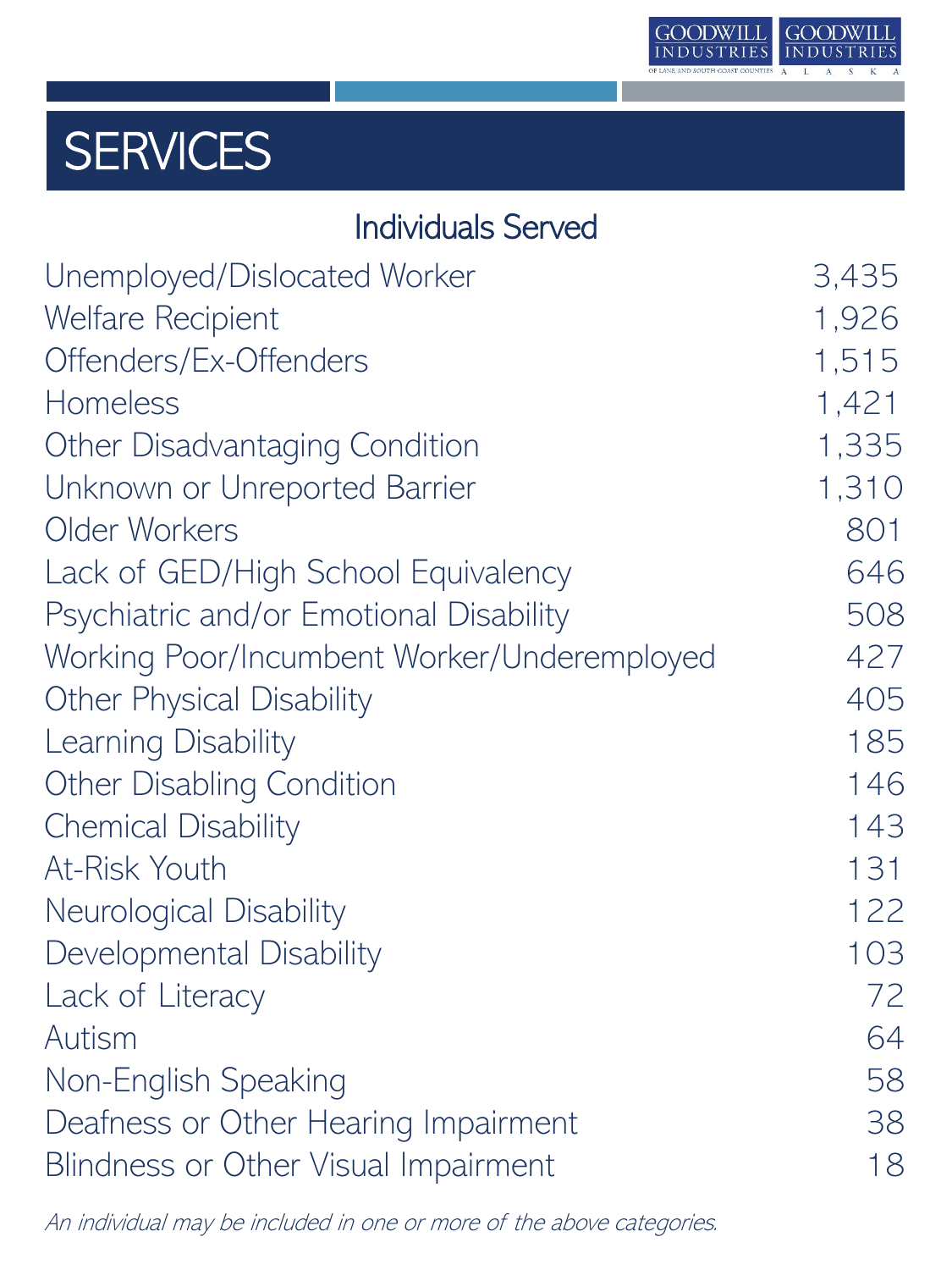# SERVICES

## Individuals Served

| Category | Count |
| --- | --- |
| Unemployed/Dislocated Worker | 3,435 |
| Welfare Recipient | 1,926 |
| Offenders/Ex-Offenders | 1,515 |
| Homeless | 1,421 |
| Other Disadvantaging Condition | 1,335 |
| Unknown or Unreported Barrier | 1,310 |
| Older Workers | 801 |
| Lack of GED/High School Equivalency | 646 |
| Psychiatric and/or Emotional Disability | 508 |
| Working Poor/Incumbent Worker/Underemployed | 427 |
| Other Physical Disability | 405 |
| Learning Disability | 185 |
| Other Disabling Condition | 146 |
| Chemical Disability | 143 |
| At-Risk Youth | 131 |
| Neurological Disability | 122 |
| Developmental Disability | 103 |
| Lack of Literacy | 72 |
| Autism | 64 |
| Non-English Speaking | 58 |
| Deafness or Other Hearing Impairment | 38 |
| Blindness or Other Visual Impairment | 18 |

*An individual may be included in one or more of the above categories.*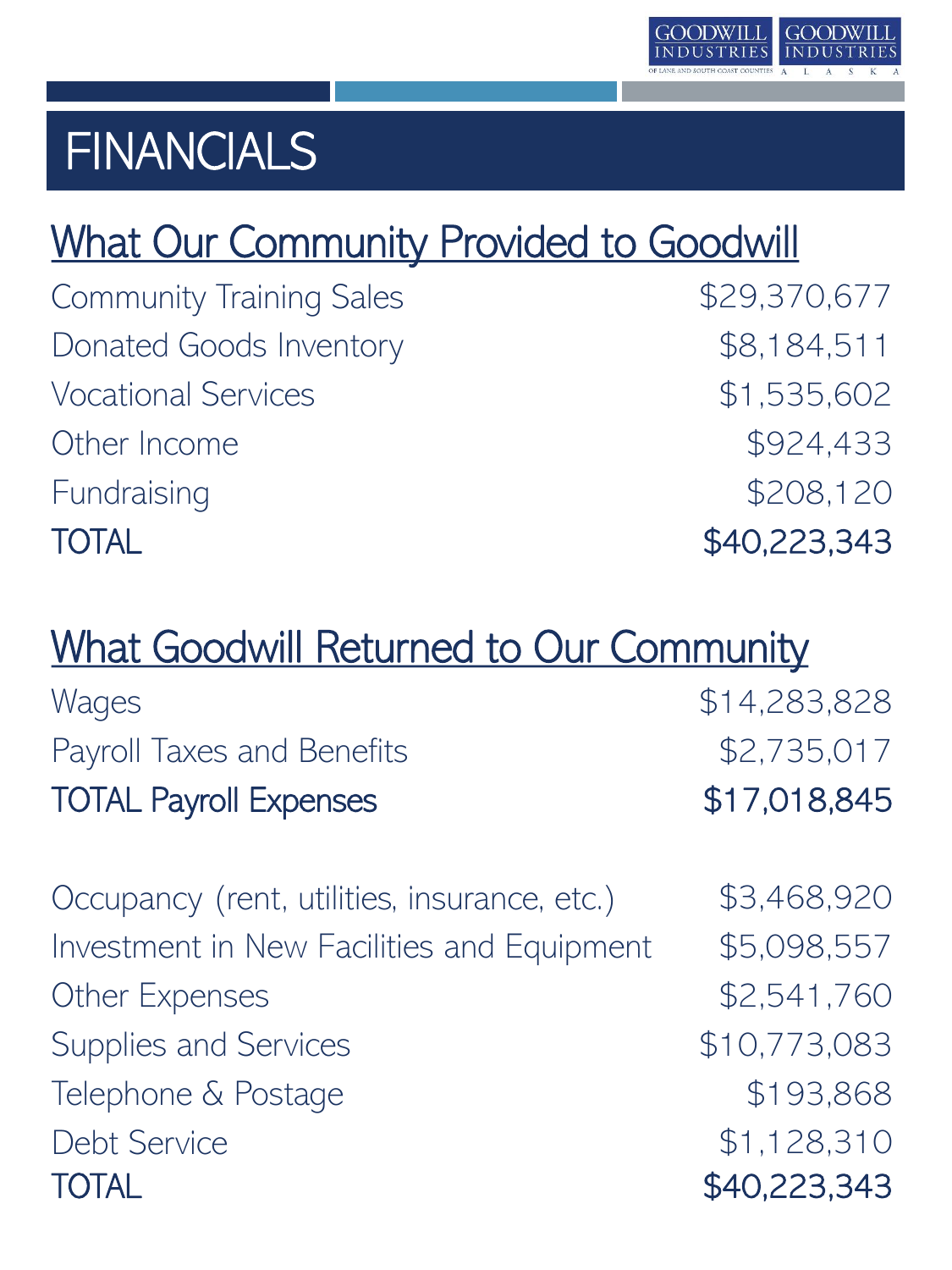# FINANCIALS

## What Our Community Provided to Goodwill

| | |
|---|---|
| Community Training Sales | $29,370,677 |
| Donated Goods Inventory | $8,184,511 |
| Vocational Services | $1,535,602 |
| Other Income | $924,433 |
| Fundraising | $208,120 |
| TOTAL | $40,223,343 |

## What Goodwill Returned to Our Community

| | |
|---|---|
| Wages | $14,283,828 |
| Payroll Taxes and Benefits | $2,735,017 |
| TOTAL Payroll Expenses | $17,018,845 |
| | |
| Occupancy (rent, utilities, insurance, etc.) | $3,468,920 |
| Investment in New Facilities and Equipment | $5,098,557 |
| Other Expenses | $2,541,760 |
| Supplies and Services | $10,773,083 |
| Telephone & Postage | $193,868 |
| Debt Service | $1,128,310 |
| TOTAL | $40,223,343 |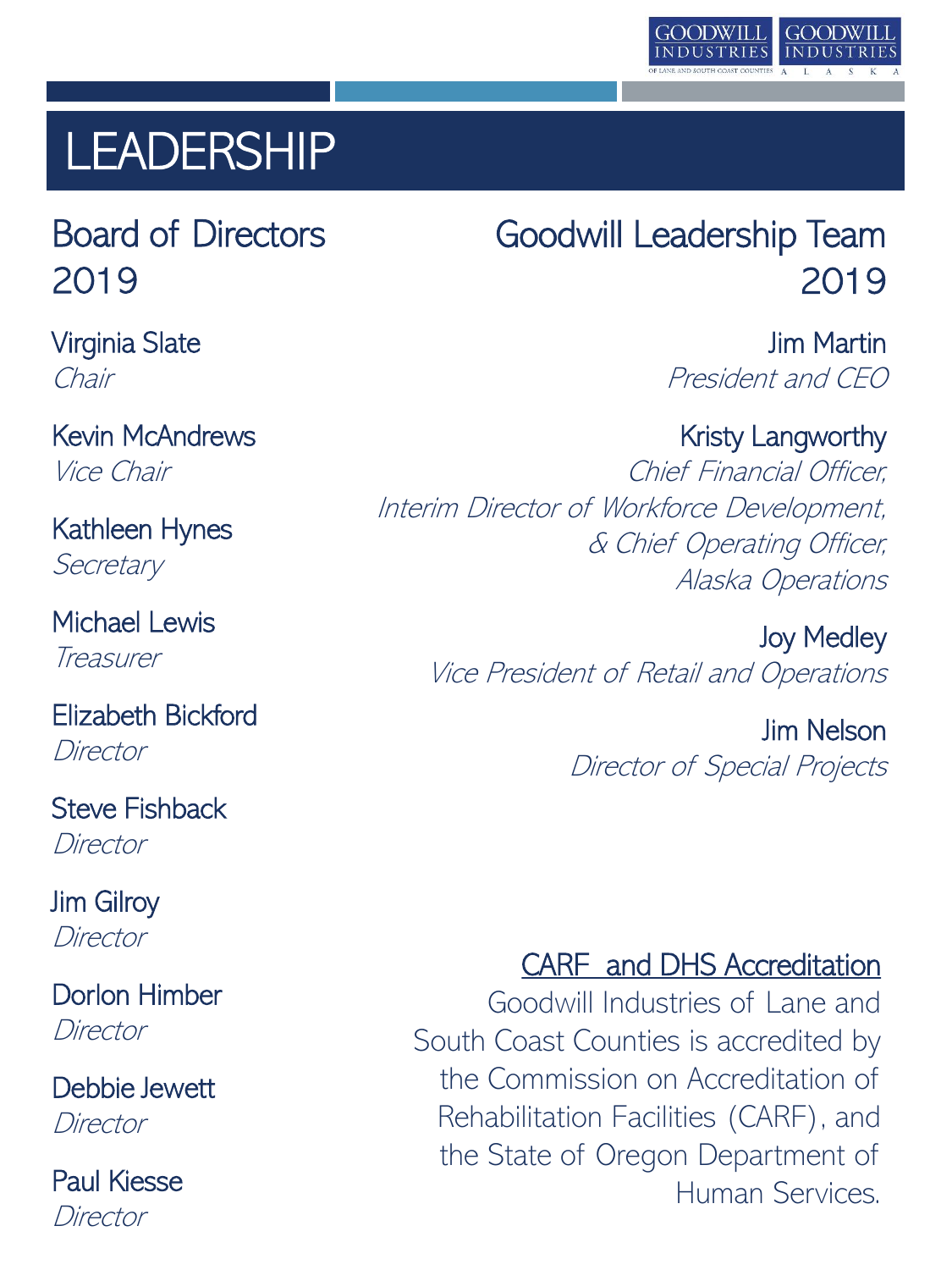# LEADERSHIP

## Board of Directors 2019

Virginia Slate
*Chair*

Kevin McAndrews
*Vice Chair*

Kathleen Hynes
*Secretary*

Michael Lewis
*Treasurer*

Elizabeth Bickford
*Director*

Steve Fishback
*Director*

Jim Gilroy
*Director*

Dorlon Himber
*Director*

Debbie Jewett
*Director*

Paul Kiesse
*Director*

## Goodwill Leadership Team 2019

Jim Martin
*President and CEO*

Kristy Langworthy
*Chief Financial Officer,*
*Interim Director of Workforce Development,*
*& Chief Operating Officer,*
*Alaska Operations*

Joy Medley
*Vice President of Retail and Operations*

Jim Nelson
*Director of Special Projects*

### CARF and DHS Accreditation

Goodwill Industries of Lane and South Coast Counties is accredited by the Commission on Accreditation of Rehabilitation Facilities (CARF), and the State of Oregon Department of Human Services.